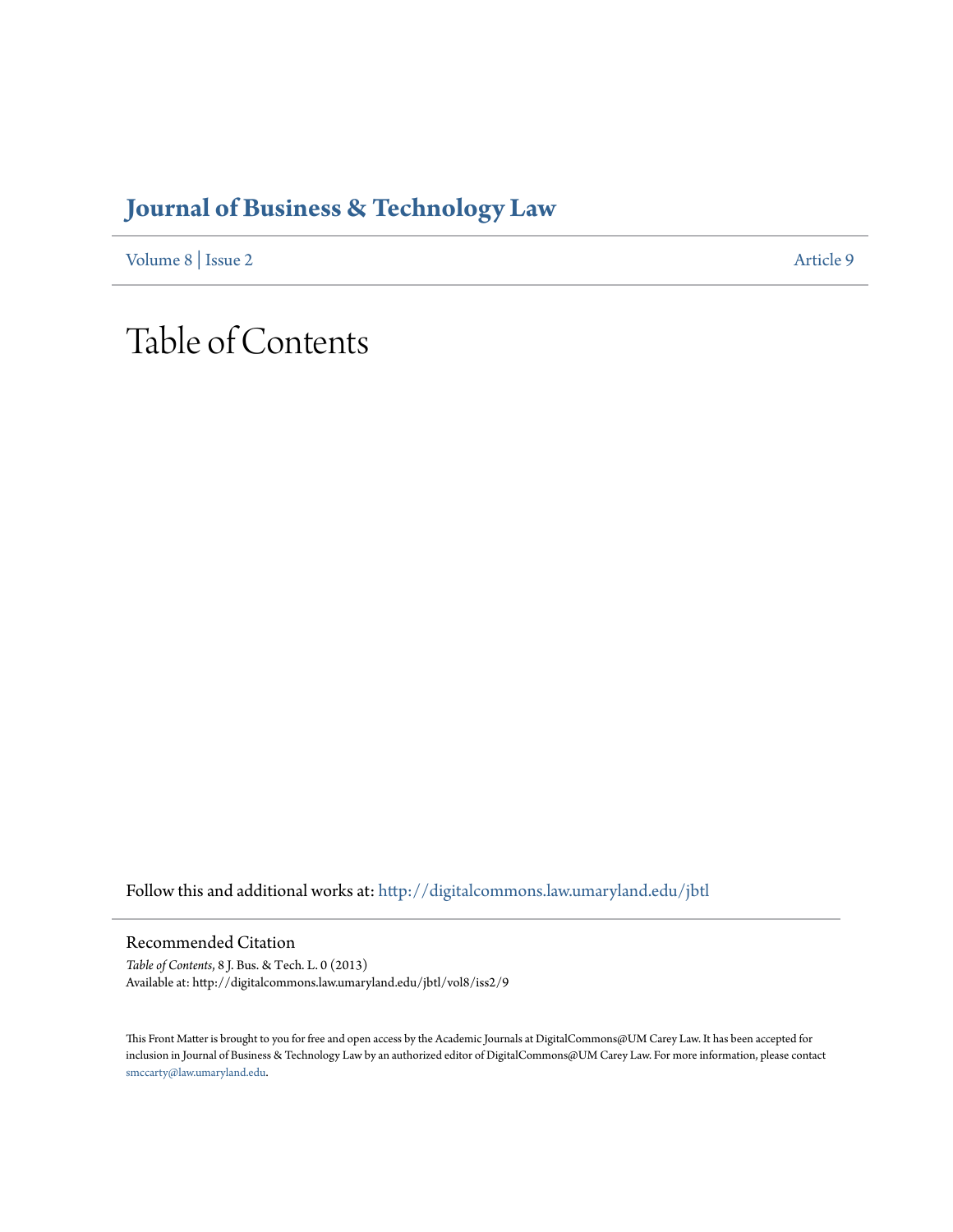# Journal of Business & Technology Law

Volume 8 | Issue 2 Article 9

# Table of Contents

Follow this and additional works at: http://digitalcommons.law.umaryland.edu/jbtl

## Recommended Citation

*Table of Contents*, 8 J. Bus. & Tech. L. 0 (2013)
Available at: http://digitalcommons.law.umaryland.edu/jbtl/vol8/iss2/9

This Front Matter is brought to you for free and open access by the Academic Journals at DigitalCommons@UM Carey Law. It has been accepted for inclusion in Journal of Business & Technology Law by an authorized editor of DigitalCommons@UM Carey Law. For more information, please contact smccarty@law.umaryland.edu.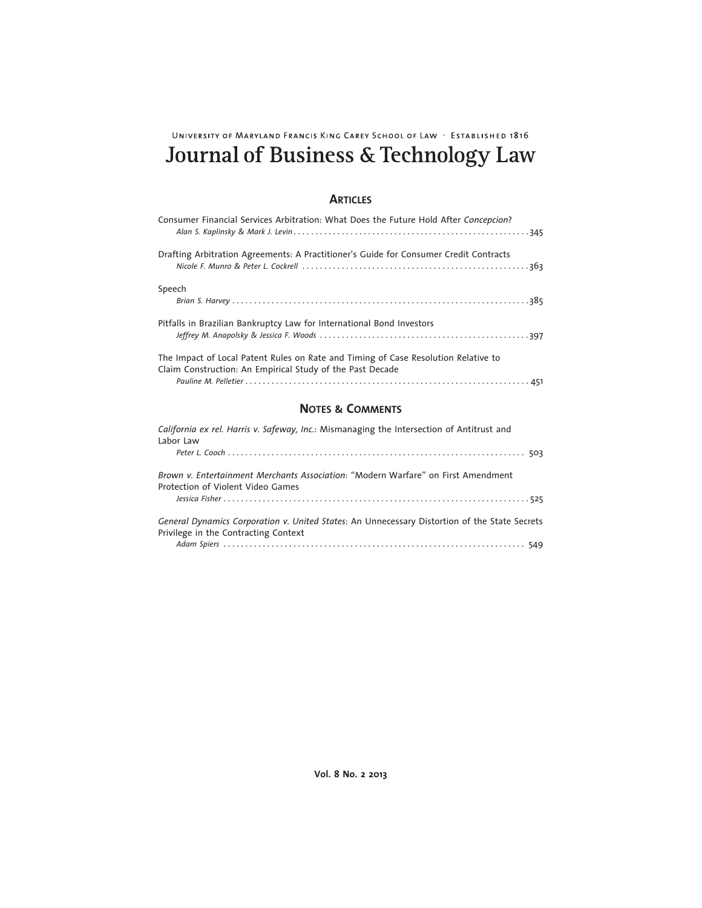University of Maryland Francis King Carey School of Law · Established 1816

# Journal of Business & Technology Law

## Articles

Consumer Financial Services Arbitration: What Does the Future Hold After *Concepcion*?
*Alan S. Kaplinsky & Mark J. Levin* . . . . . . . . . . 345

Drafting Arbitration Agreements: A Practitioner's Guide for Consumer Credit Contracts
*Nicole F. Munro & Peter L. Cockrell* . . . . . . . . . . 363

Speech
*Brian S. Harvey* . . . . . . . . . . 385

Pitfalls in Brazilian Bankruptcy Law for International Bond Investors
*Jeffrey M. Anapolsky & Jessica F. Woods* . . . . . . . . . . 397

The Impact of Local Patent Rules on Rate and Timing of Case Resolution Relative to Claim Construction: An Empirical Study of the Past Decade
*Pauline M. Pelletier* . . . . . . . . . . 451

## Notes & Comments

*California ex rel. Harris v. Safeway, Inc.*: Mismanaging the Intersection of Antitrust and Labor Law
*Peter L. Cooch* . . . . . . . . . . 503

*Brown v. Entertainment Merchants Association*: "Modern Warfare" on First Amendment Protection of Violent Video Games
*Jessica Fisher* . . . . . . . . . . 525

*General Dynamics Corporation v. United States*: An Unnecessary Distortion of the State Secrets Privilege in the Contracting Context
*Adam Spiers* . . . . . . . . . . 549

**Vol. 8 No. 2 2013**